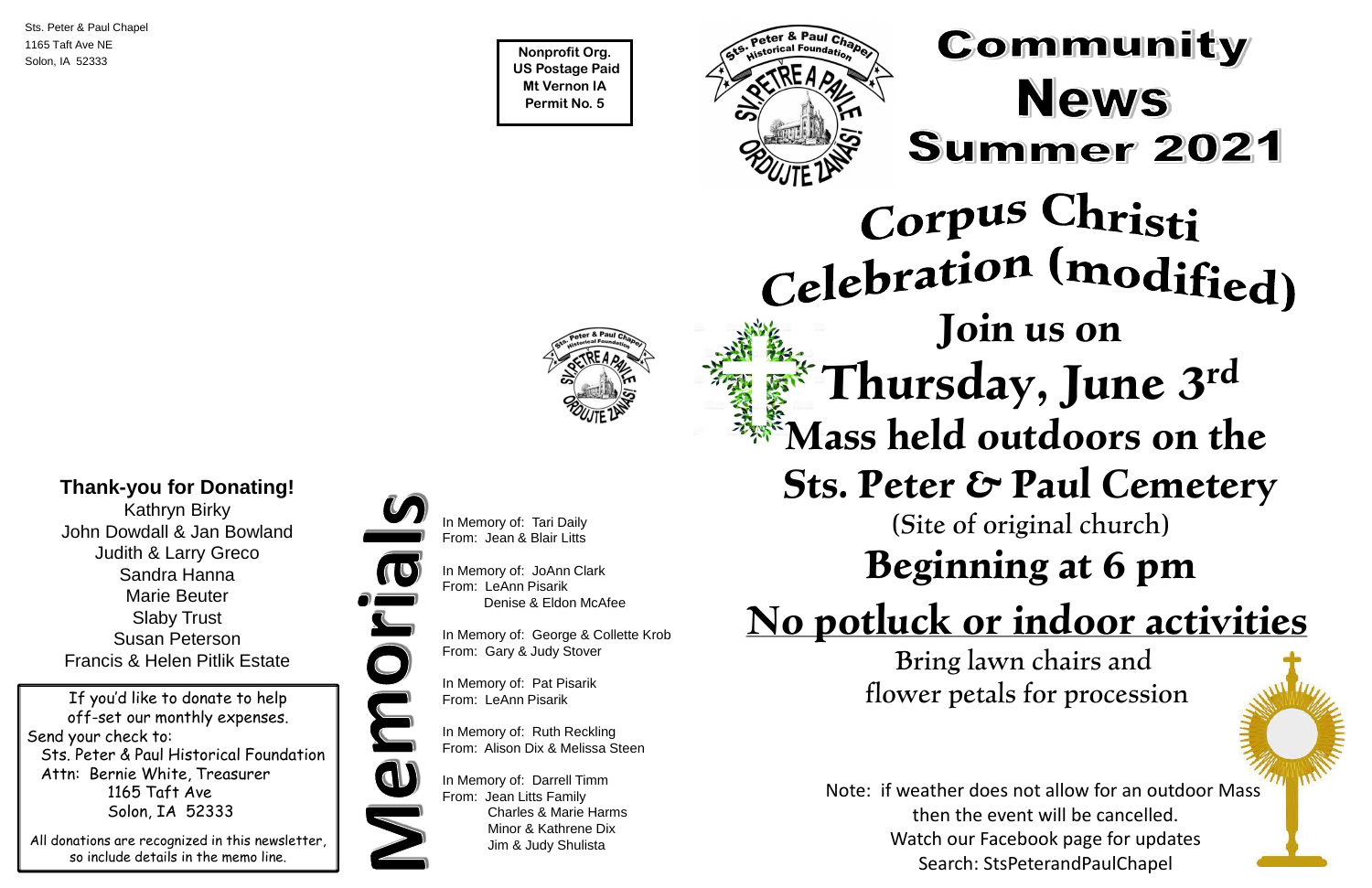Sts. Peter & Paul Chapel
1165 Taft Ave NE
Solon, IA 52333

Nonprofit Org.
US Postage Paid
Mt Vernon IA
Permit No. 5

Sts. Peter & Paul Chapel Historical Foundation
SV. PETRE A PAVLE ORODUJTE ZANAS!

# Community News Summer 2021

# Corpus Christi Celebration (modified)

## Join us on Thursday, June 3rd

## Mass held outdoors on the Sts. Peter & Paul Cemetery

(Site of original church)

## Beginning at 6 pm

## No potluck or indoor activities

Bring lawn chairs and flower petals for procession

Note: if weather does not allow for an outdoor Mass then the event will be cancelled.
Watch our Facebook page for updates
Search: StsPeterandPaulChapel

### Thank-you for Donating!

Kathryn Birky
John Dowdall & Jan Bowland
Judith & Larry Greco
Sandra Hanna
Marie Beuter
Slaby Trust
Susan Peterson
Francis & Helen Pitlik Estate

If you'd like to donate to help off-set our monthly expenses.
Send your check to:
Sts. Peter & Paul Historical Foundation
Attn: Bernie White, Treasurer
1165 Taft Ave
Solon, IA 52333

All donations are recognized in this newsletter, so include details in the memo line.

## Memorials

In Memory of: Tari Daily
From: Jean & Blair Litts

In Memory of: JoAnn Clark
From: LeAnn Pisarik
Denise & Eldon McAfee

In Memory of: George & Collette Krob
From: Gary & Judy Stover

In Memory of: Pat Pisarik
From: LeAnn Pisarik

In Memory of: Ruth Reckling
From: Alison Dix & Melissa Steen

In Memory of: Darrell Timm
From: Jean Litts Family
Charles & Marie Harms
Minor & Kathrene Dix
Jim & Judy Shulista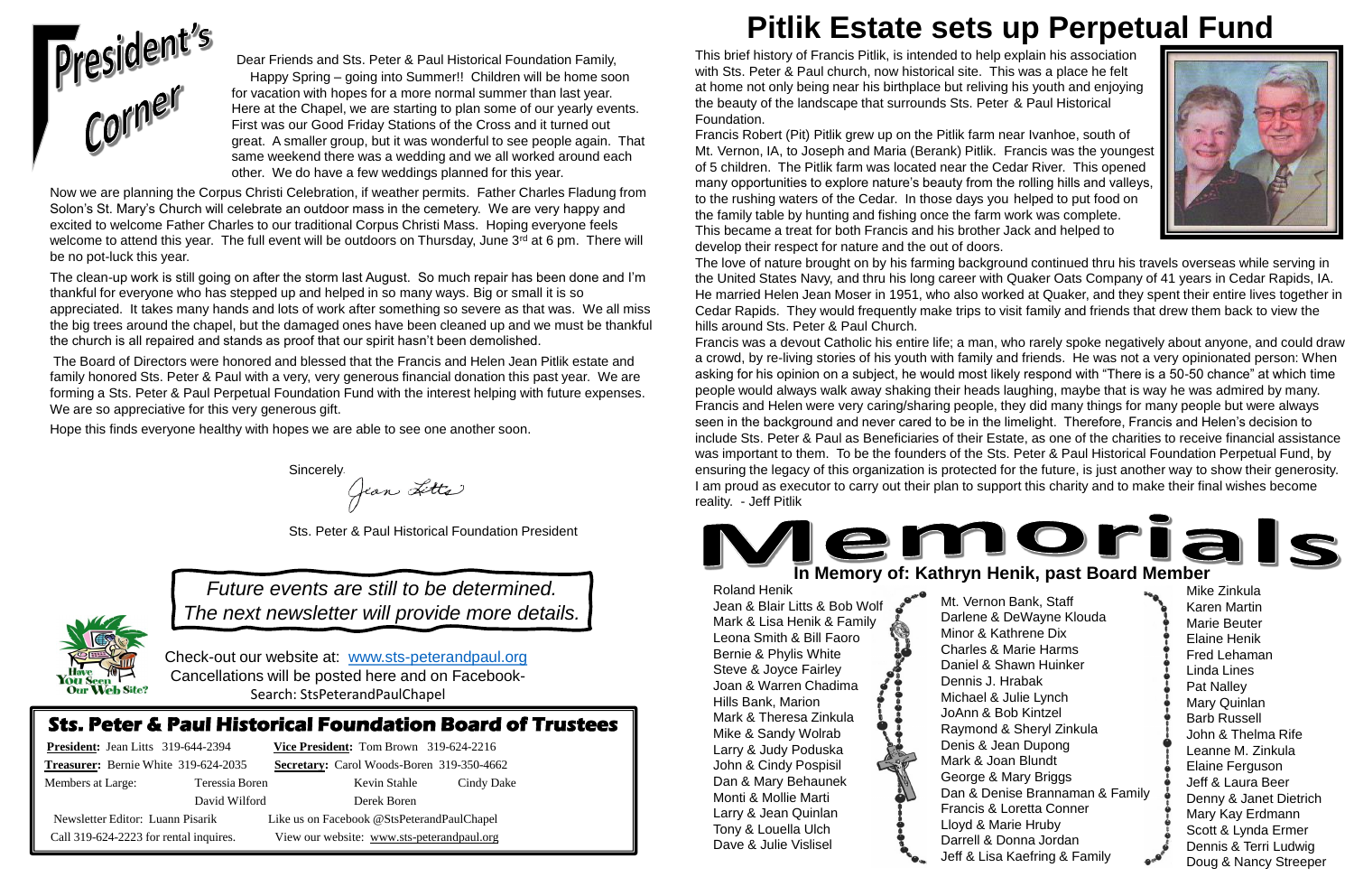# President's Corner

Dear Friends and Sts. Peter & Paul Historical Foundation Family,

Happy Spring – going into Summer!! Children will be home soon for vacation with hopes for a more normal summer than last year. Here at the Chapel, we are starting to plan some of our yearly events. First was our Good Friday Stations of the Cross and it turned out great. A smaller group, but it was wonderful to see people again. That same weekend there was a wedding and we all worked around each other. We do have a few weddings planned for this year.

Now we are planning the Corpus Christi Celebration, if weather permits. Father Charles Fladung from Solon's St. Mary's Church will celebrate an outdoor mass in the cemetery. We are very happy and excited to welcome Father Charles to our traditional Corpus Christi Mass. Hoping everyone feels welcome to attend this year. The full event will be outdoors on Thursday, June 3rd at 6 pm. There will be no pot-luck this year.

The clean-up work is still going on after the storm last August. So much repair has been done and I'm thankful for everyone who has stepped up and helped in so many ways. Big or small it is so appreciated. It takes many hands and lots of work after something so severe as that was. We all miss the big trees around the chapel, but the damaged ones have been cleaned up and we must be thankful the church is all repaired and stands as proof that our spirit hasn't been demolished.

The Board of Directors were honored and blessed that the Francis and Helen Jean Pitlik estate and family honored Sts. Peter & Paul with a very, very generous financial donation this past year. We are forming a Sts. Peter & Paul Perpetual Foundation Fund with the interest helping with future expenses. We are so appreciative for this very generous gift.

Hope this finds everyone healthy with hopes we are able to see one another soon.

Sincerely,

Jean Litts

Sts. Peter & Paul Historical Foundation President

*Future events are still to be determined. The next newsletter will provide more details.*

Check-out our website at: www.sts-peterandpaul.org
Cancellations will be posted here and on Facebook-
Search: StsPeterandPaulChapel

## Sts. Peter & Paul Historical Foundation Board of Trustees

**President:** Jean Litts 319-644-2394
**Vice President:** Tom Brown 319-624-2216
**Treasurer:** Bernie White 319-624-2035
**Secretary:** Carol Woods-Boren 319-350-4662

Members at Large: Teressia Boren, Kevin Stahle, Cindy Dake, David Wilford, Derek Boren

Newsletter Editor: Luann Pisarik
Like us on Facebook @StsPeterandPaulChapel
Call 319-624-2223 for rental inquires.
View our website: www.sts-peterandpaul.org

# Pitlik Estate sets up Perpetual Fund

This brief history of Francis Pitlik, is intended to help explain his association with Sts. Peter & Paul church, now historical site. This was a place he felt at home not only being near his birthplace but reliving his youth and enjoying the beauty of the landscape that surrounds Sts. Peter & Paul Historical Foundation.

Francis Robert (Pit) Pitlik grew up on the Pitlik farm near Ivanhoe, south of Mt. Vernon, IA, to Joseph and Maria (Berank) Pitlik. Francis was the youngest of 5 children. The Pitlik farm was located near the Cedar River. This opened many opportunities to explore nature's beauty from the rolling hills and valleys, to the rushing waters of the Cedar. In those days you helped to put food on the family table by hunting and fishing once the farm work was complete. This became a treat for both Francis and his brother Jack and helped to develop their respect for nature and the out of doors.

The love of nature brought on by his farming background continued thru his travels overseas while serving in the United States Navy, and thru his long career with Quaker Oats Company of 41 years in Cedar Rapids, IA. He married Helen Jean Moser in 1951, who also worked at Quaker, and they spent their entire lives together in Cedar Rapids. They would frequently make trips to visit family and friends that drew them back to view the hills around Sts. Peter & Paul Church.

Francis was a devout Catholic his entire life; a man, who rarely spoke negatively about anyone, and could draw a crowd, by re-living stories of his youth with family and friends. He was not a very opinionated person: When asking for his opinion on a subject, he would most likely respond with "There is a 50-50 chance" at which time people would always walk away shaking their heads laughing, maybe that is way he was admired by many. Francis and Helen were very caring/sharing people, they did many things for many people but were always seen in the background and never cared to be in the limelight. Therefore, Francis and Helen's decision to include Sts. Peter & Paul as Beneficiaries of their Estate, as one of the charities to receive financial assistance was important to them. To be the founders of the Sts. Peter & Paul Historical Foundation Perpetual Fund, by ensuring the legacy of this organization is protected for the future, is just another way to show their generosity. I am proud as executor to carry out their plan to support this charity and to make their final wishes become reality. - Jeff Pitlik

# Memorials

## In Memory of: Kathryn Henik, past Board Member

Roland Henik
Jean & Blair Litts & Bob Wolf
Mark & Lisa Henik & Family
Leona Smith & Bill Faoro
Bernie & Phylis White
Steve & Joyce Fairley
Joan & Warren Chadima
Hills Bank, Marion
Mark & Theresa Zinkula
Mike & Sandy Wolrab
Larry & Judy Poduska
John & Cindy Pospisil
Dan & Mary Behaunek
Monti & Mollie Marti
Larry & Jean Quinlan
Tony & Louella Ulch
Dave & Julie Vislisel

Mt. Vernon Bank, Staff
Darlene & DeWayne Klouda
Minor & Kathrene Dix
Charles & Marie Harms
Daniel & Shawn Huinker
Dennis J. Hrabak
Michael & Julie Lynch
JoAnn & Bob Kintzel
Raymond & Sheryl Zinkula
Denis & Jean Dupong
Mark & Joan Blundt
George & Mary Briggs
Dan & Denise Brannaman & Family
Francis & Loretta Conner
Lloyd & Marie Hruby
Darrell & Donna Jordan
Jeff & Lisa Kaefring & Family

Mike Zinkula
Karen Martin
Marie Beuter
Elaine Henik
Fred Lehaman
Linda Lines
Pat Nalley
Mary Quinlan
Barb Russell
John & Thelma Rife
Leanne M. Zinkula
Elaine Ferguson
Jeff & Laura Beer
Denny & Janet Dietrich
Mary Kay Erdmann
Scott & Lynda Ermer
Dennis & Terri Ludwig
Doug & Nancy Streeper